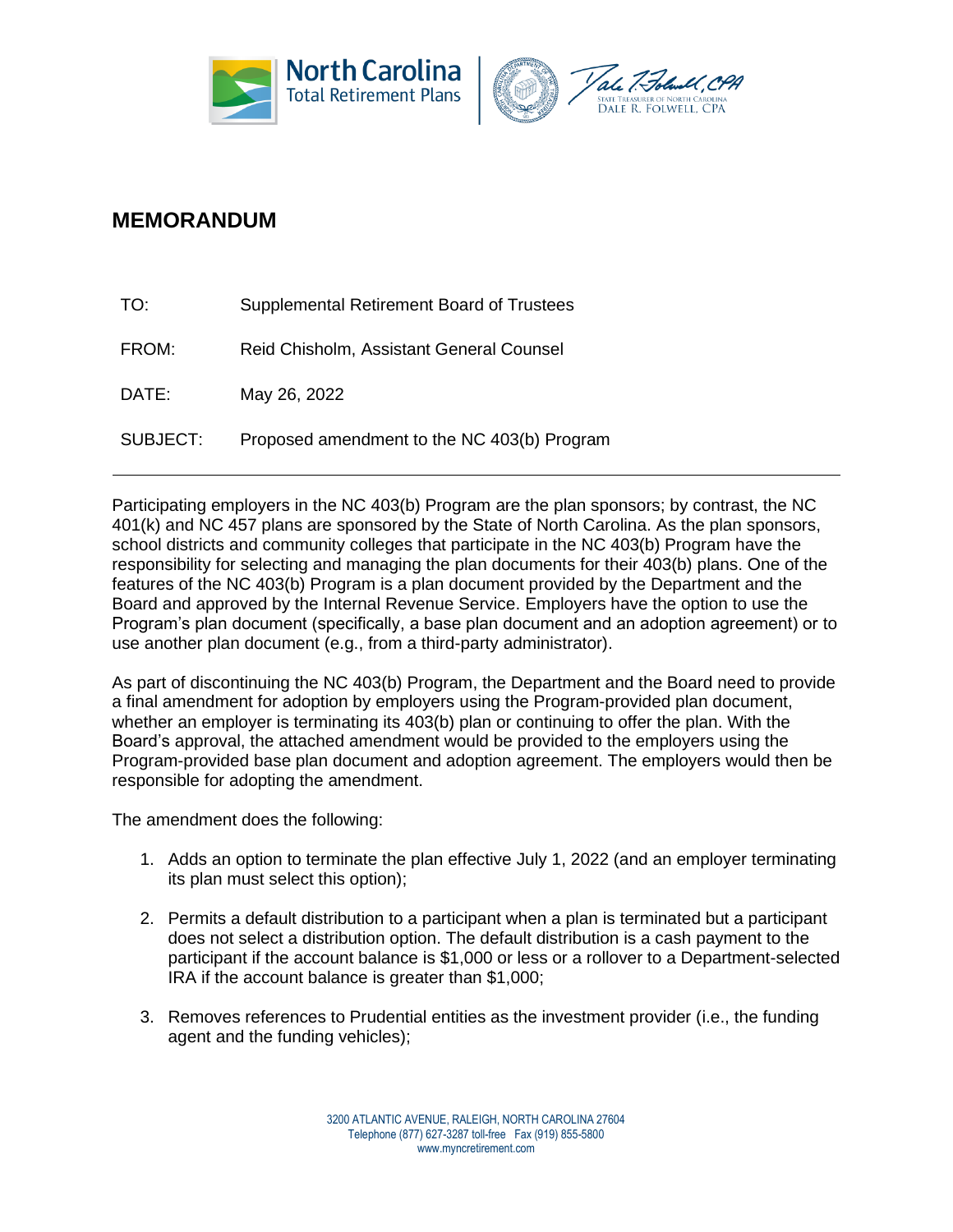North Carolina Total Retirement Plans

STATE TREASURER OF NORTH CAROLINA
DALE R. FOLWELL, CPA

## MEMORANDUM

| | |
|---|---|
| TO: | Supplemental Retirement Board of Trustees |
| FROM: | Reid Chisholm, Assistant General Counsel |
| DATE: | May 26, 2022 |
| SUBJECT: | Proposed amendment to the NC 403(b) Program |

---

Participating employers in the NC 403(b) Program are the plan sponsors; by contrast, the NC 401(k) and NC 457 plans are sponsored by the State of North Carolina. As the plan sponsors, school districts and community colleges that participate in the NC 403(b) Program have the responsibility for selecting and managing the plan documents for their 403(b) plans. One of the features of the NC 403(b) Program is a plan document provided by the Department and the Board and approved by the Internal Revenue Service. Employers have the option to use the Program's plan document (specifically, a base plan document and an adoption agreement) or to use another plan document (e.g., from a third-party administrator).

As part of discontinuing the NC 403(b) Program, the Department and the Board need to provide a final amendment for adoption by employers using the Program-provided plan document, whether an employer is terminating its 403(b) plan or continuing to offer the plan. With the Board's approval, the attached amendment would be provided to the employers using the Program-provided base plan document and adoption agreement. The employers would then be responsible for adopting the amendment.

The amendment does the following:

1. Adds an option to terminate the plan effective July 1, 2022 (and an employer terminating its plan must select this option);
2. Permits a default distribution to a participant when a plan is terminated but a participant does not select a distribution option. The default distribution is a cash payment to the participant if the account balance is $1,000 or less or a rollover to a Department-selected IRA if the account balance is greater than $1,000;
3. Removes references to Prudential entities as the investment provider (i.e., the funding agent and the funding vehicles);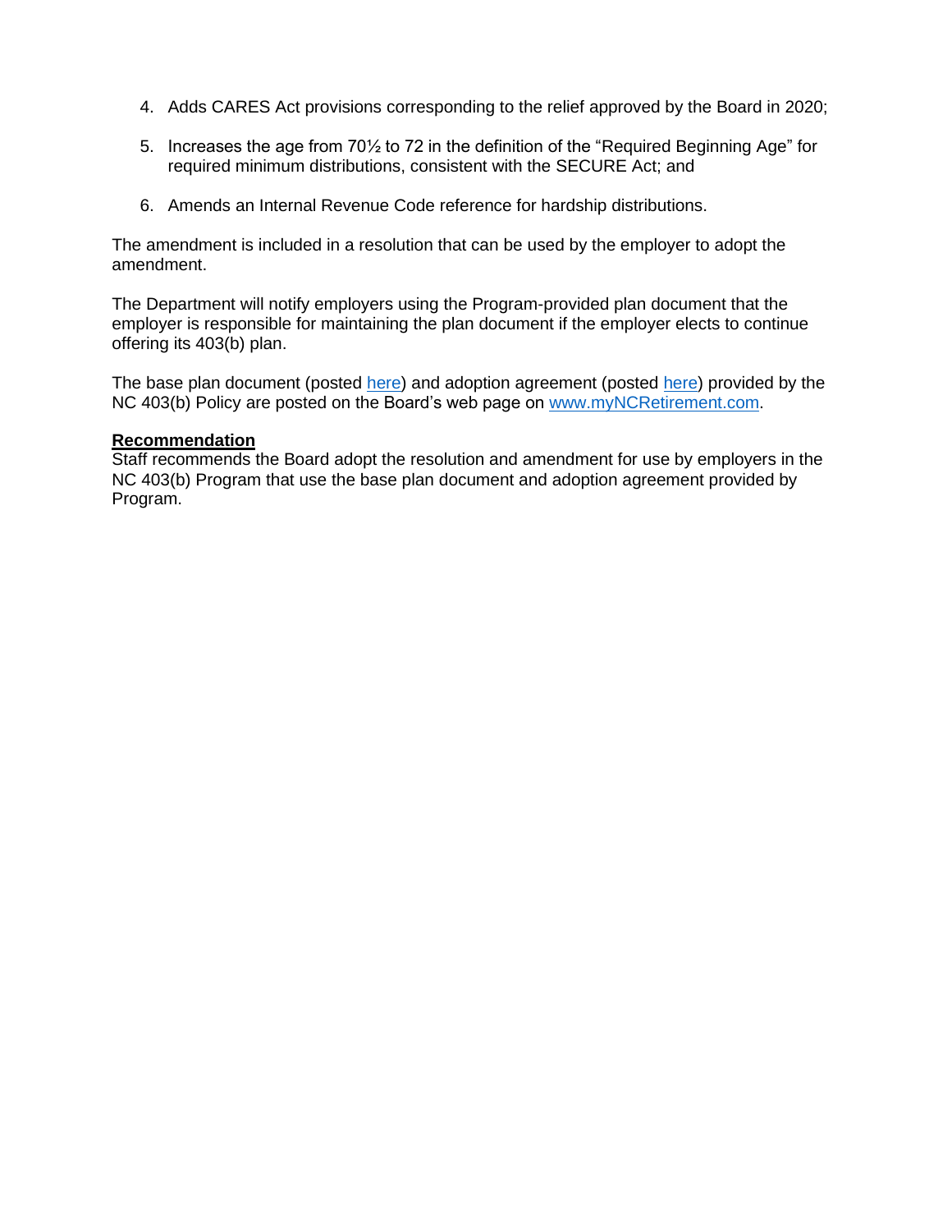4. Adds CARES Act provisions corresponding to the relief approved by the Board in 2020;

5. Increases the age from 70½ to 72 in the definition of the "Required Beginning Age" for required minimum distributions, consistent with the SECURE Act; and

6. Amends an Internal Revenue Code reference for hardship distributions.

The amendment is included in a resolution that can be used by the employer to adopt the amendment.

The Department will notify employers using the Program-provided plan document that the employer is responsible for maintaining the plan document if the employer elects to continue offering its 403(b) plan.

The base plan document (posted here) and adoption agreement (posted here) provided by the NC 403(b) Policy are posted on the Board's web page on www.myNCRetirement.com.

**Recommendation**

Staff recommends the Board adopt the resolution and amendment for use by employers in the NC 403(b) Program that use the base plan document and adoption agreement provided by Program.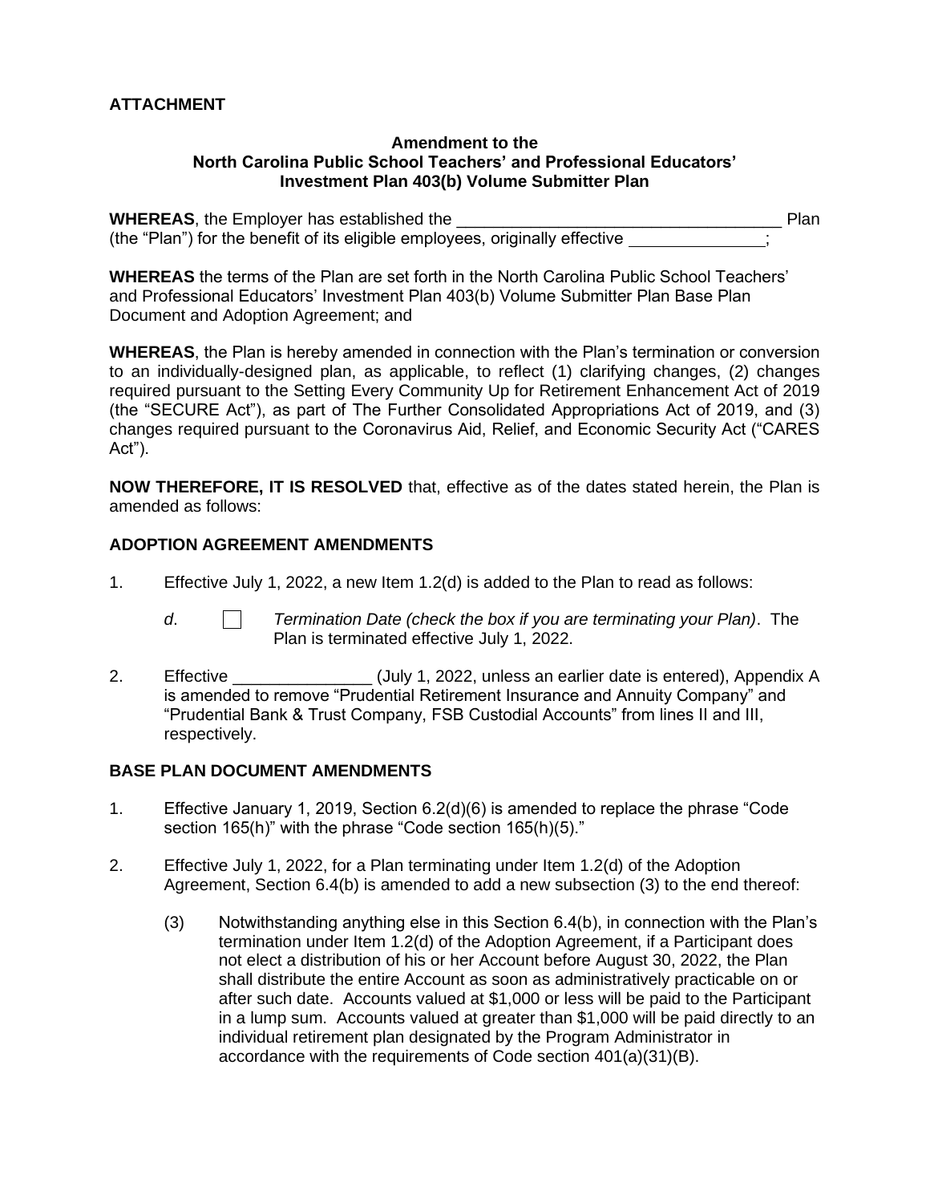**ATTACHMENT**

**Amendment to the**
**North Carolina Public School Teachers' and Professional Educators' Investment Plan 403(b) Volume Submitter Plan**

**WHEREAS**, the Employer has established the ___________________________________ Plan (the "Plan") for the benefit of its eligible employees, originally effective _______________;

**WHEREAS** the terms of the Plan are set forth in the North Carolina Public School Teachers' and Professional Educators' Investment Plan 403(b) Volume Submitter Plan Base Plan Document and Adoption Agreement; and

**WHEREAS**, the Plan is hereby amended in connection with the Plan's termination or conversion to an individually-designed plan, as applicable, to reflect (1) clarifying changes, (2) changes required pursuant to the Setting Every Community Up for Retirement Enhancement Act of 2019 (the "SECURE Act"), as part of The Further Consolidated Appropriations Act of 2019, and (3) changes required pursuant to the Coronavirus Aid, Relief, and Economic Security Act ("CARES Act").

**NOW THEREFORE, IT IS RESOLVED** that, effective as of the dates stated herein, the Plan is amended as follows:

**ADOPTION AGREEMENT AMENDMENTS**

1. Effective July 1, 2022, a new Item 1.2(d) is added to the Plan to read as follows:

   *d*. ☐ *Termination Date (check the box if you are terminating your Plan)*. The Plan is terminated effective July 1, 2022.

2. Effective _______________ (July 1, 2022, unless an earlier date is entered), Appendix A is amended to remove "Prudential Retirement Insurance and Annuity Company" and "Prudential Bank & Trust Company, FSB Custodial Accounts" from lines II and III, respectively.

**BASE PLAN DOCUMENT AMENDMENTS**

1. Effective January 1, 2019, Section 6.2(d)(6) is amended to replace the phrase "Code section 165(h)" with the phrase "Code section 165(h)(5)."

2. Effective July 1, 2022, for a Plan terminating under Item 1.2(d) of the Adoption Agreement, Section 6.4(b) is amended to add a new subsection (3) to the end thereof:

   (3) Notwithstanding anything else in this Section 6.4(b), in connection with the Plan's termination under Item 1.2(d) of the Adoption Agreement, if a Participant does not elect a distribution of his or her Account before August 30, 2022, the Plan shall distribute the entire Account as soon as administratively practicable on or after such date. Accounts valued at $1,000 or less will be paid to the Participant in a lump sum. Accounts valued at greater than $1,000 will be paid directly to an individual retirement plan designated by the Program Administrator in accordance with the requirements of Code section 401(a)(31)(B).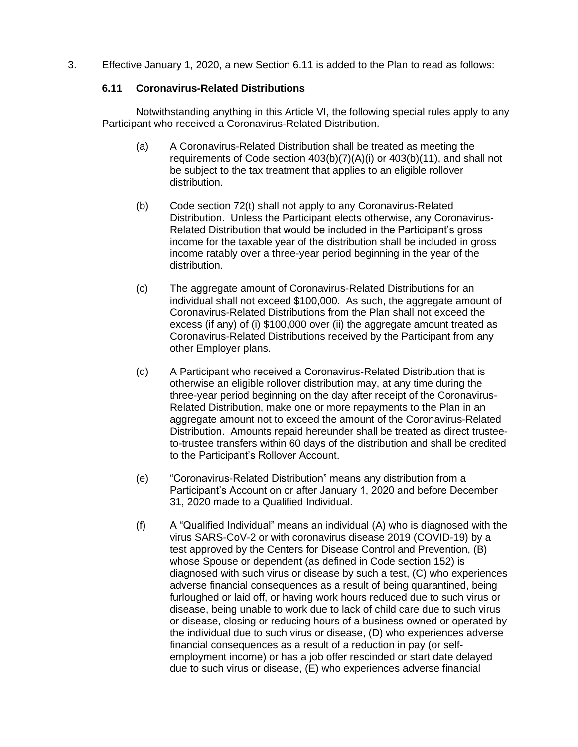3. Effective January 1, 2020, a new Section 6.11 is added to the Plan to read as follows:

### 6.11 Coronavirus-Related Distributions

Notwithstanding anything in this Article VI, the following special rules apply to any Participant who received a Coronavirus-Related Distribution.

(a) A Coronavirus-Related Distribution shall be treated as meeting the requirements of Code section 403(b)(7)(A)(i) or 403(b)(11), and shall not be subject to the tax treatment that applies to an eligible rollover distribution.

(b) Code section 72(t) shall not apply to any Coronavirus-Related Distribution. Unless the Participant elects otherwise, any Coronavirus-Related Distribution that would be included in the Participant's gross income for the taxable year of the distribution shall be included in gross income ratably over a three-year period beginning in the year of the distribution.

(c) The aggregate amount of Coronavirus-Related Distributions for an individual shall not exceed $100,000. As such, the aggregate amount of Coronavirus-Related Distributions from the Plan shall not exceed the excess (if any) of (i) $100,000 over (ii) the aggregate amount treated as Coronavirus-Related Distributions received by the Participant from any other Employer plans.

(d) A Participant who received a Coronavirus-Related Distribution that is otherwise an eligible rollover distribution may, at any time during the three-year period beginning on the day after receipt of the Coronavirus-Related Distribution, make one or more repayments to the Plan in an aggregate amount not to exceed the amount of the Coronavirus-Related Distribution. Amounts repaid hereunder shall be treated as direct trustee-to-trustee transfers within 60 days of the distribution and shall be credited to the Participant's Rollover Account.

(e) "Coronavirus-Related Distribution" means any distribution from a Participant's Account on or after January 1, 2020 and before December 31, 2020 made to a Qualified Individual.

(f) A "Qualified Individual" means an individual (A) who is diagnosed with the virus SARS-CoV-2 or with coronavirus disease 2019 (COVID-19) by a test approved by the Centers for Disease Control and Prevention, (B) whose Spouse or dependent (as defined in Code section 152) is diagnosed with such virus or disease by such a test, (C) who experiences adverse financial consequences as a result of being quarantined, being furloughed or laid off, or having work hours reduced due to such virus or disease, being unable to work due to lack of child care due to such virus or disease, closing or reducing hours of a business owned or operated by the individual due to such virus or disease, (D) who experiences adverse financial consequences as a result of a reduction in pay (or self-employment income) or has a job offer rescinded or start date delayed due to such virus or disease, (E) who experiences adverse financial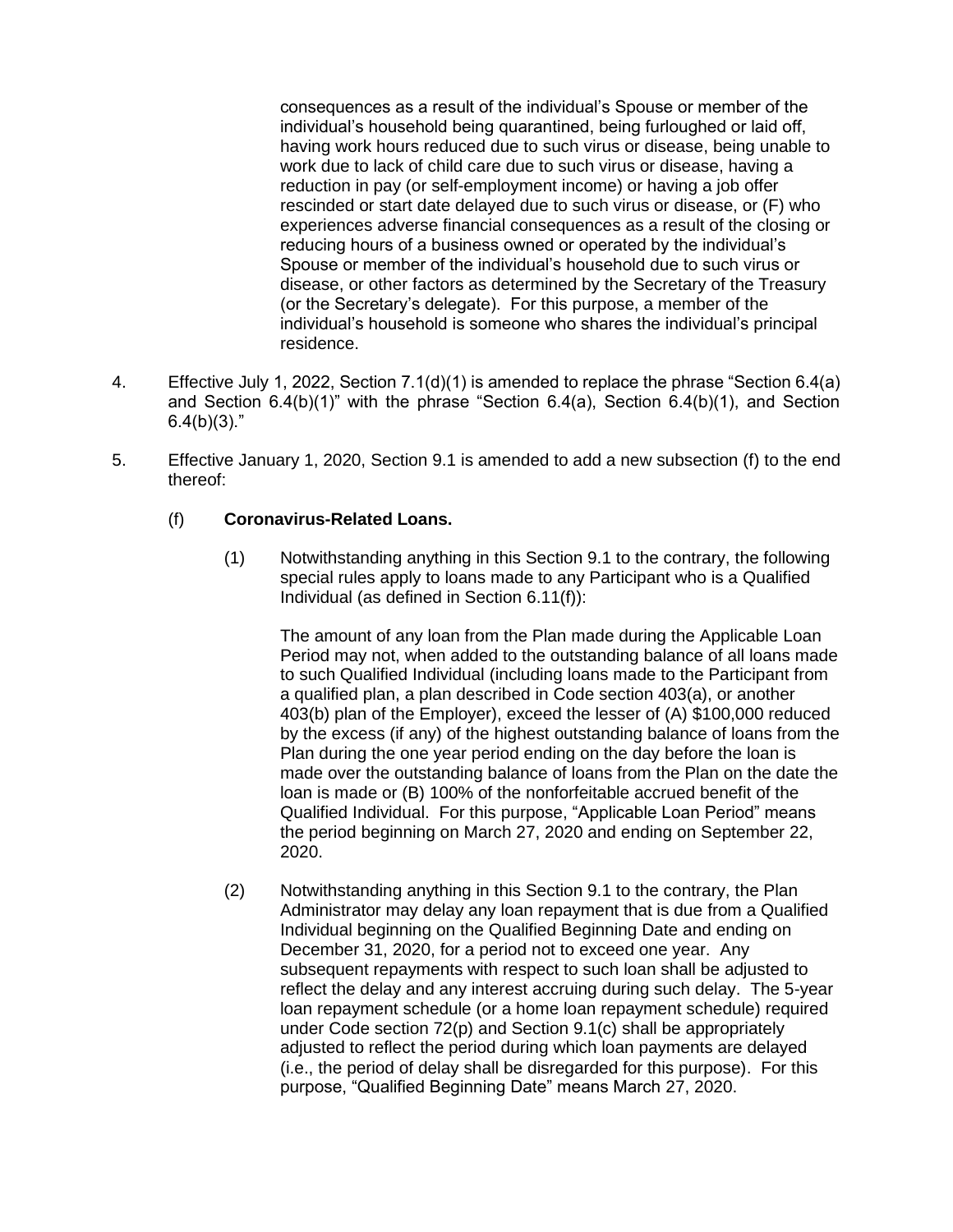consequences as a result of the individual's Spouse or member of the individual's household being quarantined, being furloughed or laid off, having work hours reduced due to such virus or disease, being unable to work due to lack of child care due to such virus or disease, having a reduction in pay (or self-employment income) or having a job offer rescinded or start date delayed due to such virus or disease, or (F) who experiences adverse financial consequences as a result of the closing or reducing hours of a business owned or operated by the individual's Spouse or member of the individual's household due to such virus or disease, or other factors as determined by the Secretary of the Treasury (or the Secretary's delegate). For this purpose, a member of the individual's household is someone who shares the individual's principal residence.

4. Effective July 1, 2022, Section 7.1(d)(1) is amended to replace the phrase "Section 6.4(a) and Section 6.4(b)(1)" with the phrase "Section 6.4(a), Section 6.4(b)(1), and Section 6.4(b)(3)."

5. Effective January 1, 2020, Section 9.1 is amended to add a new subsection (f) to the end thereof:

   (f) **Coronavirus-Related Loans.**

   (1) Notwithstanding anything in this Section 9.1 to the contrary, the following special rules apply to loans made to any Participant who is a Qualified Individual (as defined in Section 6.11(f)):

   The amount of any loan from the Plan made during the Applicable Loan Period may not, when added to the outstanding balance of all loans made to such Qualified Individual (including loans made to the Participant from a qualified plan, a plan described in Code section 403(a), or another 403(b) plan of the Employer), exceed the lesser of (A) $100,000 reduced by the excess (if any) of the highest outstanding balance of loans from the Plan during the one year period ending on the day before the loan is made over the outstanding balance of loans from the Plan on the date the loan is made or (B) 100% of the nonforfeitable accrued benefit of the Qualified Individual. For this purpose, "Applicable Loan Period" means the period beginning on March 27, 2020 and ending on September 22, 2020.

   (2) Notwithstanding anything in this Section 9.1 to the contrary, the Plan Administrator may delay any loan repayment that is due from a Qualified Individual beginning on the Qualified Beginning Date and ending on December 31, 2020, for a period not to exceed one year. Any subsequent repayments with respect to such loan shall be adjusted to reflect the delay and any interest accruing during such delay. The 5-year loan repayment schedule (or a home loan repayment schedule) required under Code section 72(p) and Section 9.1(c) shall be appropriately adjusted to reflect the period during which loan payments are delayed (i.e., the period of delay shall be disregarded for this purpose). For this purpose, "Qualified Beginning Date" means March 27, 2020.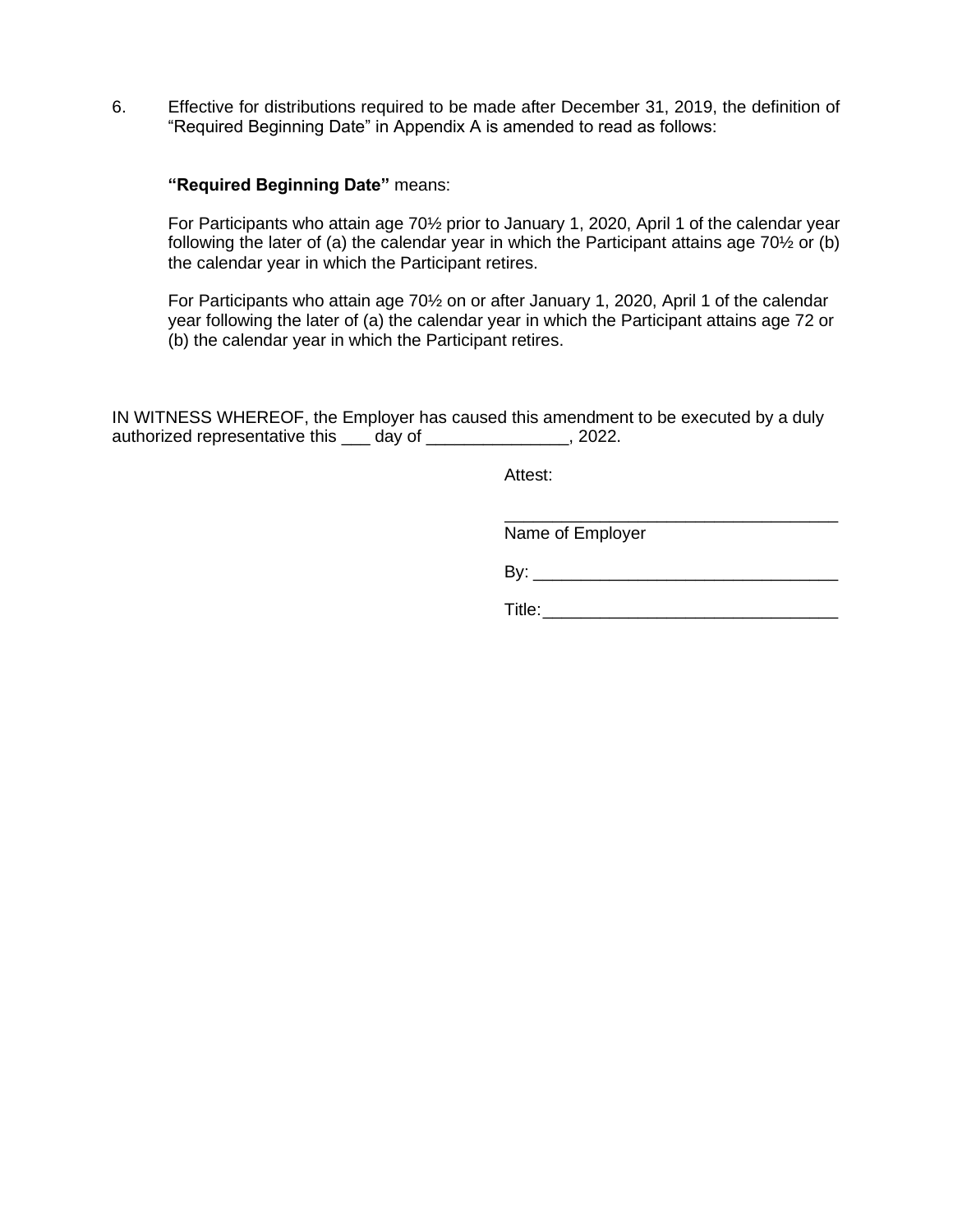6. Effective for distributions required to be made after December 31, 2019, the definition of "Required Beginning Date" in Appendix A is amended to read as follows:

   **"Required Beginning Date"** means:

   For Participants who attain age 70½ prior to January 1, 2020, April 1 of the calendar year following the later of (a) the calendar year in which the Participant attains age 70½ or (b) the calendar year in which the Participant retires.

   For Participants who attain age 70½ on or after January 1, 2020, April 1 of the calendar year following the later of (a) the calendar year in which the Participant attains age 72 or (b) the calendar year in which the Participant retires.

IN WITNESS WHEREOF, the Employer has caused this amendment to be executed by a duly authorized representative this ___ day of _______________, 2022.

Attest:

___________________________________
Name of Employer

By: ________________________________

Title: _______________________________